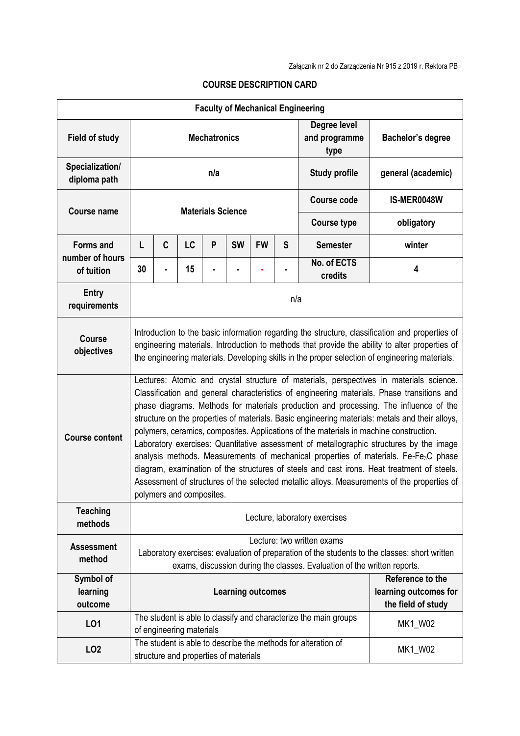Załącznik nr 2 do Zarządzenia Nr 915 z 2019 r. Rektora PB

## COURSE DESCRIPTION CARD

| Faculty of Mechanical Engineering | | | | | | | | | |
|---|---|---|---|---|---|---|---|---|---|
| **Field of study** | **Mechatronics** | | | | | | | **Degree level and programme type** | **Bachelor's degree** |
| **Specialization/ diploma path** | **n/a** | | | | | | | **Study profile** | **general (academic)** |
| **Course name** | **Materials Science** | | | | | | | **Course code** | **IS-MER0048W** |
| | | | | | | | | **Course type** | **obligatory** |
| **Forms and number of hours of tuition** | **L** | **C** | **LC** | **P** | **SW** | **FW** | **S** | **Semester** | **winter** |
| | **30** | **-** | **15** | **-** | **-** | **-** | **-** | **No. of ECTS credits** | **4** |
| **Entry requirements** | n/a | | | | | | | | |
| **Course objectives** | Introduction to the basic information regarding the structure, classification and properties of engineering materials. Introduction to methods that provide the ability to alter properties of the engineering materials. Developing skills in the proper selection of engineering materials. | | | | | | | | |
| **Course content** | Lectures: Atomic and crystal structure of materials, perspectives in materials science. Classification and general characteristics of engineering materials. Phase transitions and phase diagrams. Methods for materials production and processing. The influence of the structure on the properties of materials. Basic engineering materials: metals and their alloys, polymers, ceramics, composites. Applications of the materials in machine construction. Laboratory exercises: Quantitative assessment of metallographic structures by the image analysis methods. Measurements of mechanical properties of materials. Fe-$Fe_3C$ phase diagram, examination of the structures of steels and cast irons. Heat treatment of steels. Assessment of structures of the selected metallic alloys. Measurements of the properties of polymers and composites. | | | | | | | | |
| **Teaching methods** | Lecture, laboratory exercises | | | | | | | | |
| **Assessment method** | Lecture: two written exams<br>Laboratory exercises: evaluation of preparation of the students to the classes: short written exams, discussion during the classes. Evaluation of the written reports. | | | | | | | | |
| **Symbol of learning outcome** | **Learning outcomes** | | | | | | | | **Reference to the learning outcomes for the field of study** |
| **LO1** | The student is able to classify and characterize the main groups of engineering materials | | | | | | | | MK1_W02 |
| **LO2** | The student is able to describe the methods for alteration of structure and properties of materials | | | | | | | | MK1_W02 |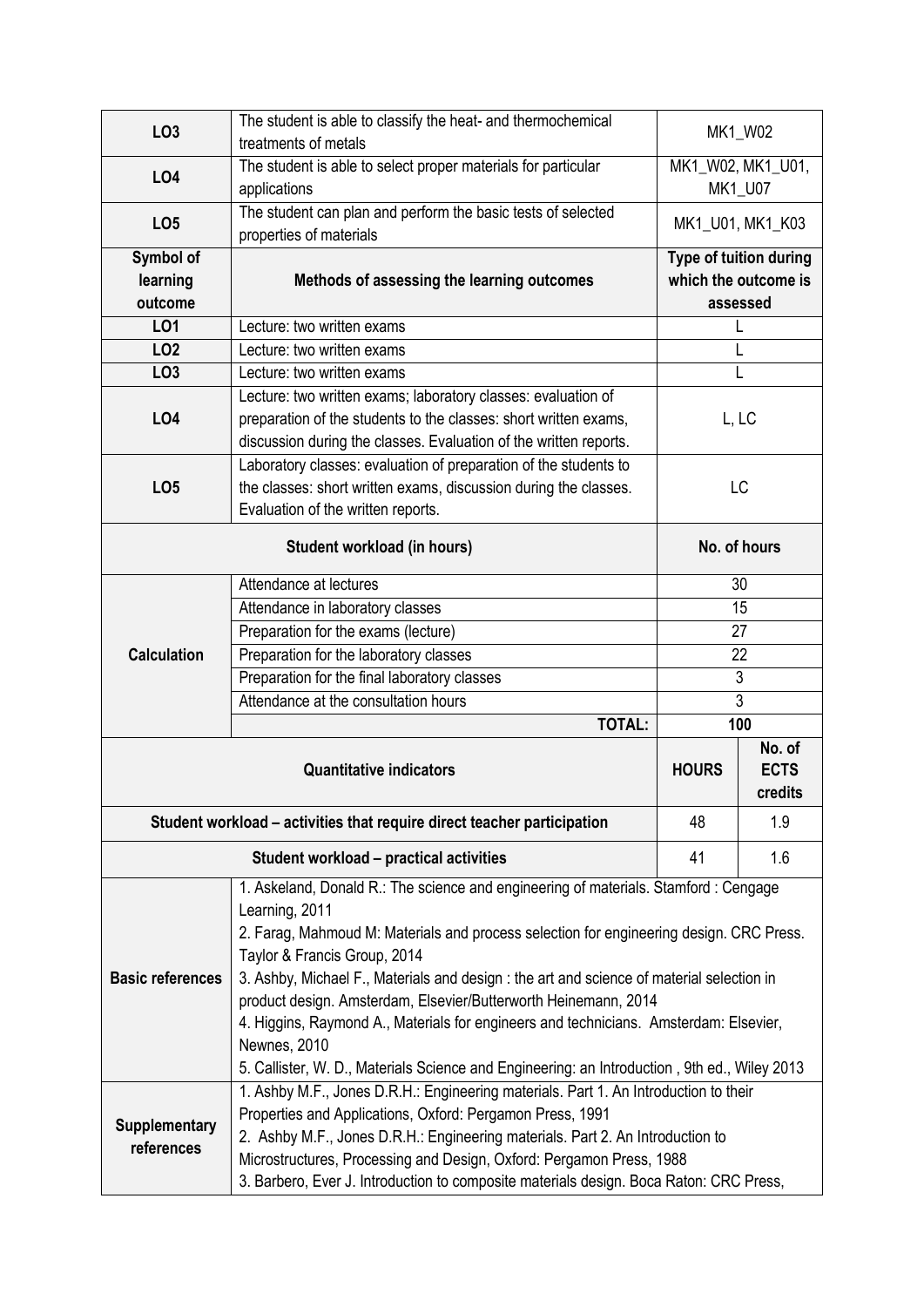| | | | |
|---|---|---|---|
| **LO3** | The student is able to classify the heat- and thermochemical treatments of metals | MK1_W02 | |
| **LO4** | The student is able to select proper materials for particular applications | MK1_W02, MK1_U01, MK1_U07 | |
| **LO5** | The student can plan and perform the basic tests of selected properties of materials | MK1_U01, MK1_K03 | |
| **Symbol of learning outcome** | **Methods of assessing the learning outcomes** | **Type of tuition during which the outcome is assessed** | |
| **LO1** | Lecture: two written exams | L | |
| **LO2** | Lecture: two written exams | L | |
| **LO3** | Lecture: two written exams | L | |
| **LO4** | Lecture: two written exams; laboratory classes: evaluation of preparation of the students to the classes: short written exams, discussion during the classes. Evaluation of the written reports. | L, LC | |
| **LO5** | Laboratory classes: evaluation of preparation of the students to the classes: short written exams, discussion during the classes. Evaluation of the written reports. | LC | |
| **Student workload (in hours)** | | **No. of hours** | |
| **Calculation** | Attendance at lectures | 30 | |
| | Attendance in laboratory classes | 15 | |
| | Preparation for the exams (lecture) | 27 | |
| | Preparation for the laboratory classes | 22 | |
| | Preparation for the final laboratory classes | 3 | |
| | Attendance at the consultation hours | 3 | |
| | **TOTAL:** | **100** | |
| **Quantitative indicators** | | **HOURS** | **No. of ECTS credits** |
| **Student workload – activities that require direct teacher participation** | | 48 | 1.9 |
| **Student workload – practical activities** | | 41 | 1.6 |
| **Basic references** | 1. Askeland, Donald R.: The science and engineering of materials. Stamford : Cengage Learning, 2011<br>2. Farag, Mahmoud M: Materials and process selection for engineering design. CRC Press. Taylor & Francis Group, 2014<br>3. Ashby, Michael F., Materials and design : the art and science of material selection in product design. Amsterdam, Elsevier/Butterworth Heinemann, 2014<br>4. Higgins, Raymond A., Materials for engineers and technicians. Amsterdam: Elsevier, Newnes, 2010<br>5. Callister, W. D., Materials Science and Engineering: an Introduction , 9th ed., Wiley 2013 | | |
| **Supplementary references** | 1. Ashby M.F., Jones D.R.H.: Engineering materials. Part 1. An Introduction to their Properties and Applications, Oxford: Pergamon Press, 1991<br>2. Ashby M.F., Jones D.R.H.: Engineering materials. Part 2. An Introduction to Microstructures, Processing and Design, Oxford: Pergamon Press, 1988<br>3. Barbero, Ever J. Introduction to composite materials design. Boca Raton: CRC Press, | | |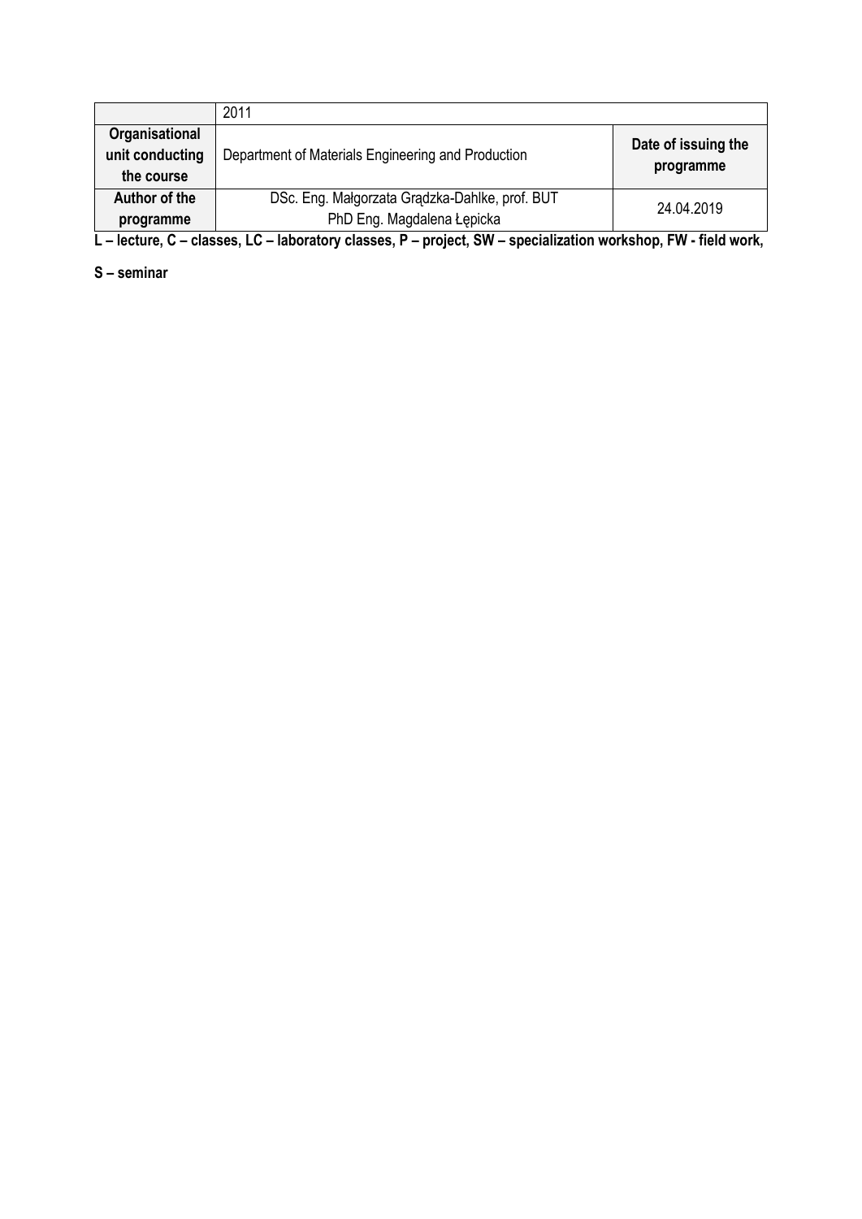| | | |
|---|---|---|
| | 2011 | |
| **Organisational unit conducting the course** | Department of Materials Engineering and Production | **Date of issuing the programme** |
| **Author of the programme** | DSc. Eng. Małgorzata Grądzka-Dahlke, prof. BUT<br>PhD Eng. Magdalena Łępicka | 24.04.2019 |

**L – lecture, C – classes, LC – laboratory classes, P – project, SW – specialization workshop, FW - field work, S – seminar**